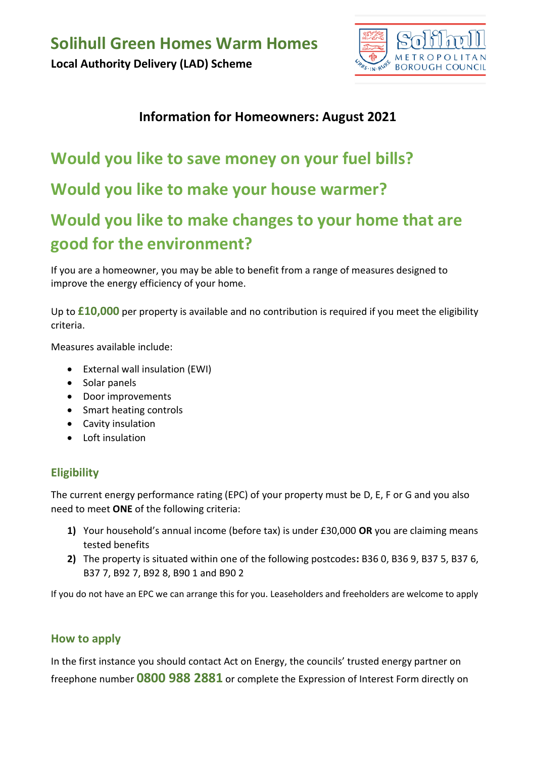# Solihull Green Homes Warm Homes

**Local Authority Delivery (LAD) Scheme**

**Information for Homeowners: August 2021**

## Would you like to save money on your fuel bills?

## Would you like to make your house warmer?

## Would you like to make changes to your home that are good for the environment?

If you are a homeowner, you may be able to benefit from a range of measures designed to improve the energy efficiency of your home.

Up to **£10,000** per property is available and no contribution is required if you meet the eligibility criteria.

Measures available include:

- External wall insulation (EWI)
- Solar panels
- Door improvements
- Smart heating controls
- Cavity insulation
- Loft insulation

### Eligibility

The current energy performance rating (EPC) of your property must be D, E, F or G and you also need to meet **ONE** of the following criteria:

1) Your household's annual income (before tax) is under £30,000 **OR** you are claiming means tested benefits
2) The property is situated within one of the following postcodes**:** B36 0, B36 9, B37 5, B37 6, B37 7, B92 7, B92 8, B90 1 and B90 2

If you do not have an EPC we can arrange this for you. Leaseholders and freeholders are welcome to apply

### How to apply

In the first instance you should contact Act on Energy, the councils' trusted energy partner on freephone number **0800 988 2881** or complete the Expression of Interest Form directly on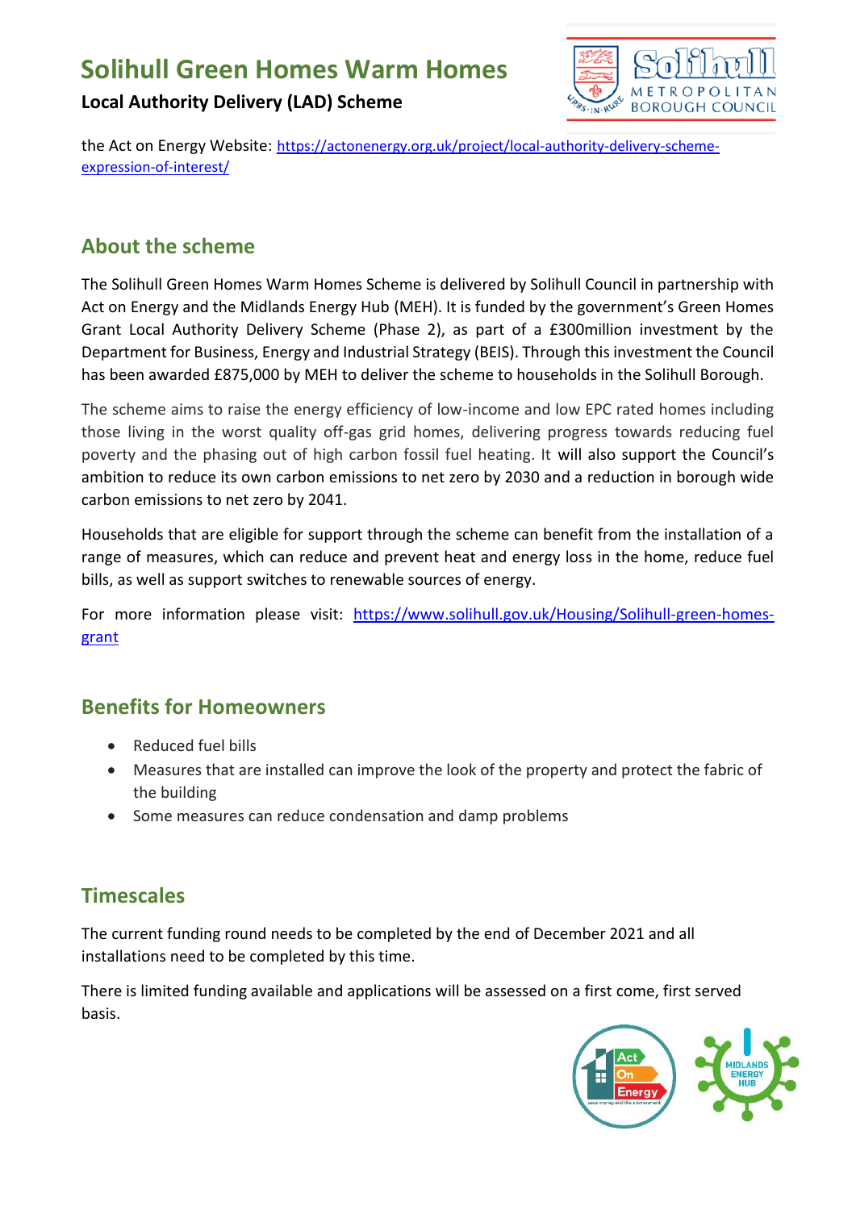the Act on Energy Website: https://actonenergy.org.uk/project/local-authority-delivery-scheme-expression-of-interest/

## About the scheme

The Solihull Green Homes Warm Homes Scheme is delivered by Solihull Council in partnership with Act on Energy and the Midlands Energy Hub (MEH). It is funded by the government's Green Homes Grant Local Authority Delivery Scheme (Phase 2), as part of a £300million investment by the Department for Business, Energy and Industrial Strategy (BEIS). Through this investment the Council has been awarded £875,000 by MEH to deliver the scheme to households in the Solihull Borough.

The scheme aims to raise the energy efficiency of low-income and low EPC rated homes including those living in the worst quality off-gas grid homes, delivering progress towards reducing fuel poverty and the phasing out of high carbon fossil fuel heating. It will also support the Council's ambition to reduce its own carbon emissions to net zero by 2030 and a reduction in borough wide carbon emissions to net zero by 2041.

Households that are eligible for support through the scheme can benefit from the installation of a range of measures, which can reduce and prevent heat and energy loss in the home, reduce fuel bills, as well as support switches to renewable sources of energy.

For more information please visit: https://www.solihull.gov.uk/Housing/Solihull-green-homes-grant

## Benefits for Homeowners

- Reduced fuel bills
- Measures that are installed can improve the look of the property and protect the fabric of the building
- Some measures can reduce condensation and damp problems

## Timescales

The current funding round needs to be completed by the end of December 2021 and all installations need to be completed by this time.

There is limited funding available and applications will be assessed on a first come, first served basis.